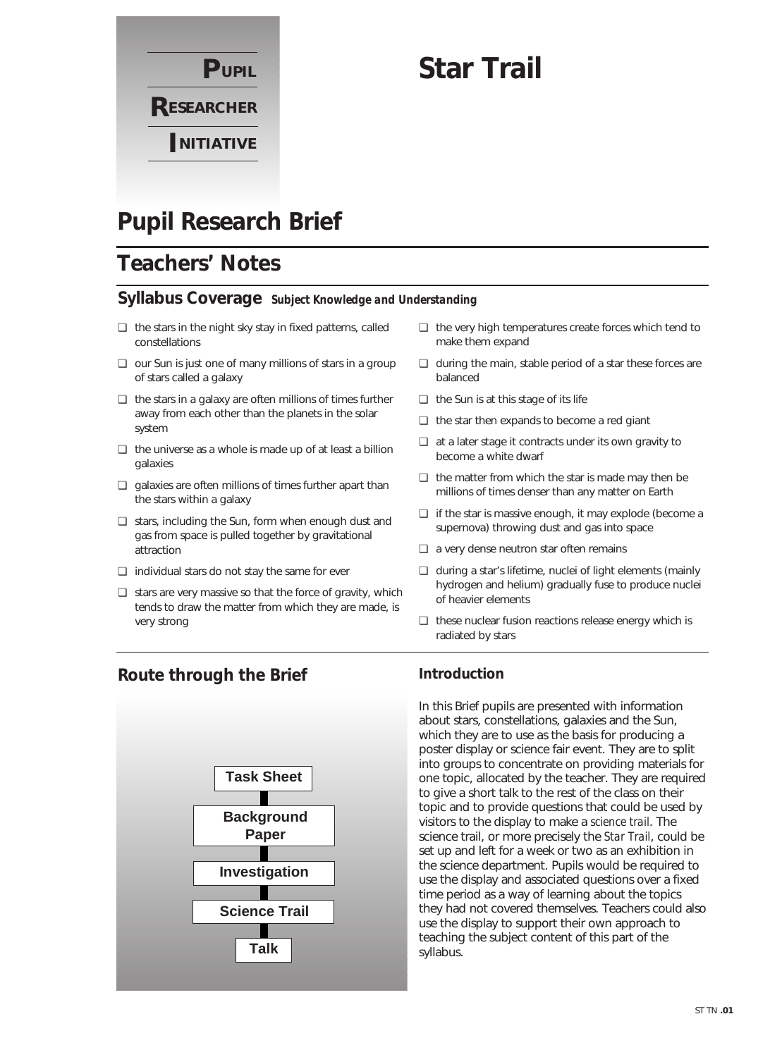**Pupil Researcher Initiative**

# Star Trail

## Pupil Research Brief

## Teachers' Notes

### Syllabus Coverage *Subject Knowledge and Understanding*

- the stars in the night sky stay in fixed patterns, called constellations
- our Sun is just one of many millions of stars in a group of stars called a galaxy
- the stars in a galaxy are often millions of times further away from each other than the planets in the solar system
- the universe as a whole is made up of at least a billion galaxies
- galaxies are often millions of times further apart than the stars within a galaxy
- stars, including the Sun, form when enough dust and gas from space is pulled together by gravitational attraction
- individual stars do not stay the same for ever
- stars are very massive so that the force of gravity, which tends to draw the matter from which they are made, is very strong
- the very high temperatures create forces which tend to make them expand
- during the main, stable period of a star these forces are balanced
- the Sun is at this stage of its life
- the star then expands to become a red giant
- at a later stage it contracts under its own gravity to become a white dwarf
- the matter from which the star is made may then be millions of times denser than any matter on Earth
- if the star is massive enough, it may explode (become a supernova) throwing dust and gas into space
- a very dense neutron star often remains
- during a star's lifetime, nuclei of light elements (mainly hydrogen and helium) gradually fuse to produce nuclei of heavier elements
- these nuclear fusion reactions release energy which is radiated by stars

### Route through the Brief

Task Sheet → Background Paper → Investigation → Science Trail → Talk

### Introduction

In this Brief pupils are presented with information about stars, constellations, galaxies and the Sun, which they are to use as the basis for producing a poster display or science fair event. They are to split into groups to concentrate on providing materials for one topic, allocated by the teacher. They are required to give a short talk to the rest of the class on their topic and to provide questions that could be used by visitors to the display to make a *science trail*. The science trail, or more precisely the *Star Trail*, could be set up and left for a week or two as an exhibition in the science department. Pupils would be required to use the display and associated questions over a fixed time period as a way of learning about the topics they had not covered themselves. Teachers could also use the display to support their own approach to teaching the subject content of this part of the syllabus.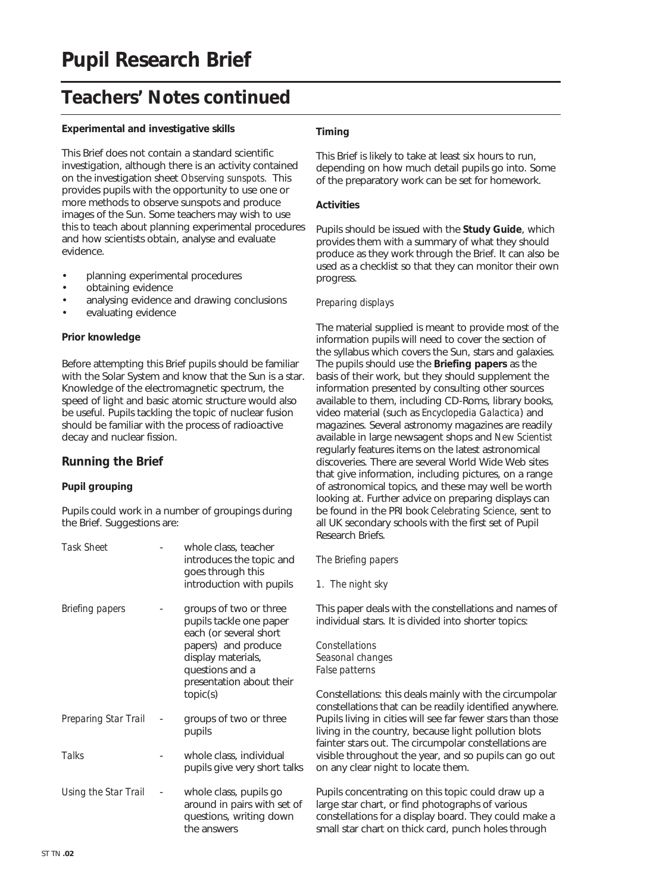# Pupil Research Brief

## Teachers' Notes continued

**Experimental and investigative skills**

This Brief does not contain a standard scientific investigation, although there is an activity contained on the investigation sheet *Observing sunspots.* This provides pupils with the opportunity to use one or more methods to observe sunspots and produce images of the Sun. Some teachers may wish to use this to teach about planning experimental procedures and how scientists obtain, analyse and evaluate evidence.

- planning experimental procedures
- obtaining evidence
- analysing evidence and drawing conclusions
- evaluating evidence

**Prior knowledge**

Before attempting this Brief pupils should be familiar with the Solar System and know that the Sun is a star. Knowledge of the electromagnetic spectrum, the speed of light and basic atomic structure would also be useful. Pupils tackling the topic of nuclear fusion should be familiar with the process of radioactive decay and nuclear fission.

### Running the Brief

**Pupil grouping**

Pupils could work in a number of groupings during the Brief. Suggestions are:

| | | |
|---|---|---|
| *Task Sheet* | - | whole class, teacher introduces the topic and goes through this introduction with pupils |
| *Briefing papers* | - | groups of two or three pupils tackle one paper each (or several short papers) and produce display materials, questions and a presentation about their topic(s) |
| *Preparing Star Trail* | - | groups of two or three pupils |
| *Talks* | - | whole class, individual pupils give very short talks |
| *Using the Star Trail* | - | whole class, pupils go around in pairs with set of questions, writing down the answers |

**Timing**

This Brief is likely to take at least six hours to run, depending on how much detail pupils go into. Some of the preparatory work can be set for homework.

**Activities**

Pupils should be issued with the **Study Guide**, which provides them with a summary of what they should produce as they work through the Brief. It can also be used as a checklist so that they can monitor their own progress.

*Preparing displays*

The material supplied is meant to provide most of the information pupils will need to cover the section of the syllabus which covers the Sun, stars and galaxies. The pupils should use the **Briefing papers** as the basis of their work, but they should supplement the information presented by consulting other sources available to them, including CD-Roms, library books, video material (such as *Encyclopedia Galactica*) and magazines. Several astronomy magazines are readily available in large newsagent shops and *New Scientist* regularly features items on the latest astronomical discoveries. There are several World Wide Web sites that give information, including pictures, on a range of astronomical topics, and these may well be worth looking at. Further advice on preparing displays can be found in the PRI book *Celebrating Science*, sent to all UK secondary schools with the first set of Pupil Research Briefs.

*The Briefing papers*

*1. The night sky*

This paper deals with the constellations and names of individual stars. It is divided into shorter topics:

*Constellations*
*Seasonal changes*
*False patterns*

Constellations: this deals mainly with the circumpolar constellations that can be readily identified anywhere. Pupils living in cities will see far fewer stars than those living in the country, because light pollution blots fainter stars out. The circumpolar constellations are visible throughout the year, and so pupils can go out on any clear night to locate them.

Pupils concentrating on this topic could draw up a large star chart, or find photographs of various constellations for a display board. They could make a small star chart on thick card, punch holes through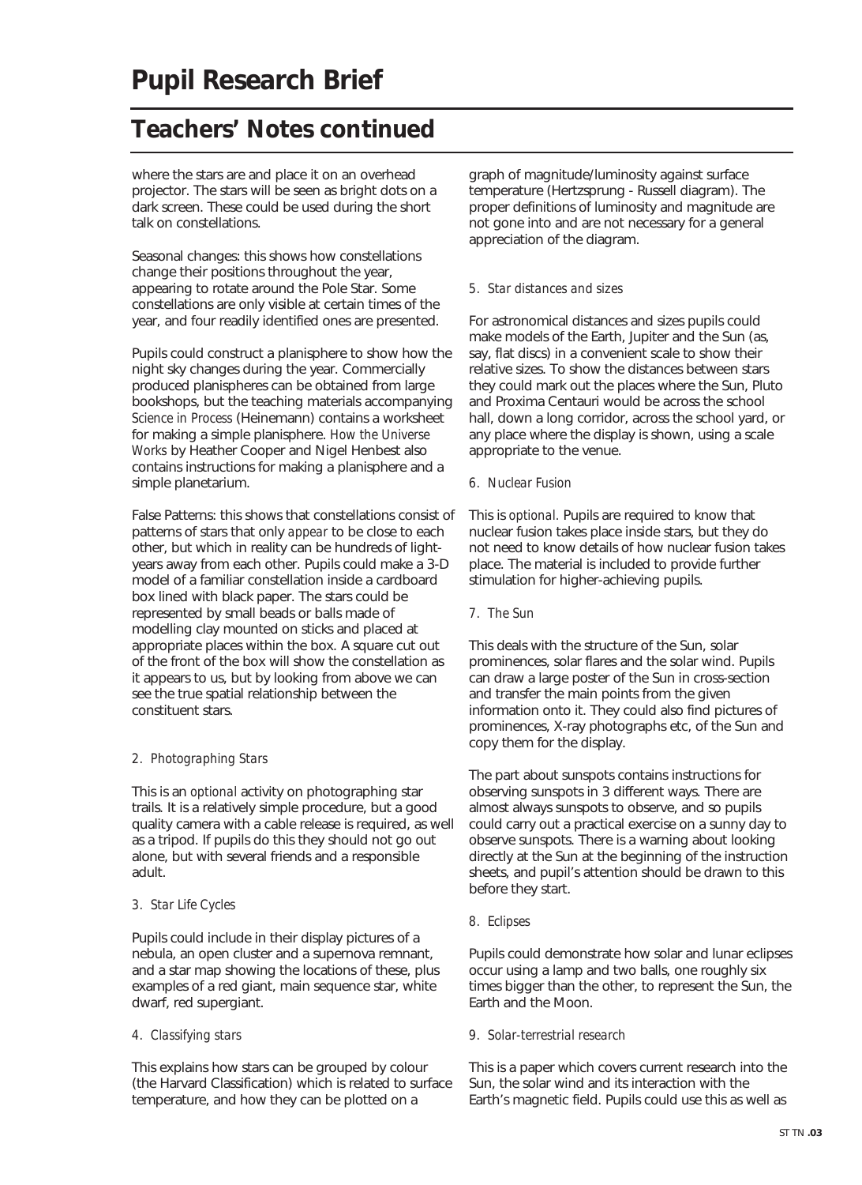# Pupil Research Brief

## Teachers' Notes continued

where the stars are and place it on an overhead projector. The stars will be seen as bright dots on a dark screen. These could be used during the short talk on constellations.

Seasonal changes: this shows how constellations change their positions throughout the year, appearing to rotate around the Pole Star. Some constellations are only visible at certain times of the year, and four readily identified ones are presented.

Pupils could construct a planisphere to show how the night sky changes during the year. Commercially produced planispheres can be obtained from large bookshops, but the teaching materials accompanying *Science in Process* (Heinemann) contains a worksheet for making a simple planisphere. *How the Universe Works* by Heather Cooper and Nigel Henbest also contains instructions for making a planisphere and a simple planetarium.

False Patterns: this shows that constellations consist of patterns of stars that only *appear* to be close to each other, but which in reality can be hundreds of light-years away from each other. Pupils could make a 3-D model of a familiar constellation inside a cardboard box lined with black paper. The stars could be represented by small beads or balls made of modelling clay mounted on sticks and placed at appropriate places within the box. A square cut out of the front of the box will show the constellation as it appears to us, but by looking from above we can see the true spatial relationship between the constituent stars.

*2. Photographing Stars*

This is an *optional* activity on photographing star trails. It is a relatively simple procedure, but a good quality camera with a cable release is required, as well as a tripod. If pupils do this they should not go out alone, but with several friends and a responsible adult.

*3. Star Life Cycles*

Pupils could include in their display pictures of a nebula, an open cluster and a supernova remnant, and a star map showing the locations of these, plus examples of a red giant, main sequence star, white dwarf, red supergiant.

*4. Classifying stars*

This explains how stars can be grouped by colour (the Harvard Classification) which is related to surface temperature, and how they can be plotted on a graph of magnitude/luminosity against surface temperature (Hertzsprung - Russell diagram). The proper definitions of luminosity and magnitude are not gone into and are not necessary for a general appreciation of the diagram.

*5. Star distances and sizes*

For astronomical distances and sizes pupils could make models of the Earth, Jupiter and the Sun (as, say, flat discs) in a convenient scale to show their relative sizes. To show the distances between stars they could mark out the places where the Sun, Pluto and Proxima Centauri would be across the school hall, down a long corridor, across the school yard, or any place where the display is shown, using a scale appropriate to the venue.

*6. Nuclear Fusion*

This is *optional*. Pupils are required to know that nuclear fusion takes place inside stars, but they do not need to know details of how nuclear fusion takes place. The material is included to provide further stimulation for higher-achieving pupils.

*7. The Sun*

This deals with the structure of the Sun, solar prominences, solar flares and the solar wind. Pupils can draw a large poster of the Sun in cross-section and transfer the main points from the given information onto it. They could also find pictures of prominences, X-ray photographs etc, of the Sun and copy them for the display.

The part about sunspots contains instructions for observing sunspots in 3 different ways. There are almost always sunspots to observe, and so pupils could carry out a practical exercise on a sunny day to observe sunspots. There is a warning about looking directly at the Sun at the beginning of the instruction sheets, and pupil's attention should be drawn to this before they start.

*8. Eclipses*

Pupils could demonstrate how solar and lunar eclipses occur using a lamp and two balls, one roughly six times bigger than the other, to represent the Sun, the Earth and the Moon.

*9. Solar-terrestrial research*

This is a paper which covers current research into the Sun, the solar wind and its interaction with the Earth's magnetic field. Pupils could use this as well as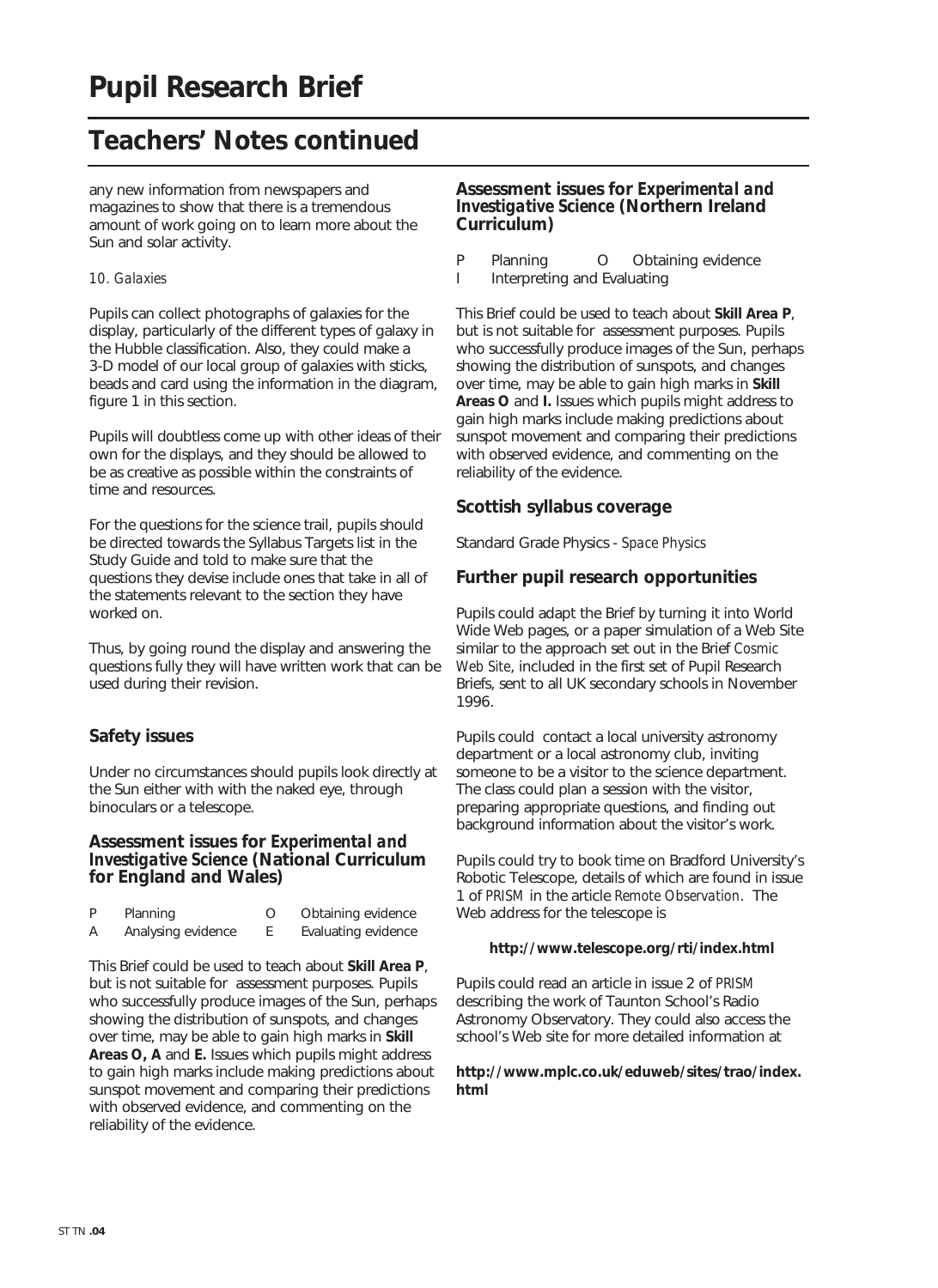# Pupil Research Brief

## Teachers' Notes continued

any new information from newspapers and magazines to show that there is a tremendous amount of work going on to learn more about the Sun and solar activity.

*10. Galaxies*

Pupils can collect photographs of galaxies for the display, particularly of the different types of galaxy in the Hubble classification. Also, they could make a 3-D model of our local group of galaxies with sticks, beads and card using the information in the diagram, figure 1 in this section.

Pupils will doubtless come up with other ideas of their own for the displays, and they should be allowed to be as creative as possible within the constraints of time and resources.

For the questions for the science trail, pupils should be directed towards the Syllabus Targets list in the Study Guide and told to make sure that the questions they devise include ones that take in all of the statements relevant to the section they have worked on.

Thus, by going round the display and answering the questions fully they will have written work that can be used during their revision.

### Safety issues

Under no circumstances should pupils look directly at the Sun either with with the naked eye, through binoculars or a telescope.

### Assessment issues for *Experimental and Investigative Science* (National Curriculum for England and Wales)

| | | | |
|---|---|---|---|
| P | Planning | O | Obtaining evidence |
| A | Analysing evidence | E | Evaluating evidence |

This Brief could be used to teach about **Skill Area P**, but is not suitable for assessment purposes. Pupils who successfully produce images of the Sun, perhaps showing the distribution of sunspots, and changes over time, may be able to gain high marks in **Skill Areas O, A** and **E.** Issues which pupils might address to gain high marks include making predictions about sunspot movement and comparing their predictions with observed evidence, and commenting on the reliability of the evidence.

### Assessment issues for *Experimental and Investigative Science* (Northern Ireland Curriculum)

| | | | |
|---|---|---|---|
| P | Planning | O | Obtaining evidence |
| I | Interpreting and Evaluating | | |

This Brief could be used to teach about **Skill Area P**, but is not suitable for assessment purposes. Pupils who successfully produce images of the Sun, perhaps showing the distribution of sunspots, and changes over time, may be able to gain high marks in **Skill Areas O** and **I.** Issues which pupils might address to gain high marks include making predictions about sunspot movement and comparing their predictions with observed evidence, and commenting on the reliability of the evidence.

### Scottish syllabus coverage

Standard Grade Physics - *Space Physics*

### Further pupil research opportunities

Pupils could adapt the Brief by turning it into World Wide Web pages, or a paper simulation of a Web Site similar to the approach set out in the Brief *Cosmic Web Site*, included in the first set of Pupil Research Briefs, sent to all UK secondary schools in November 1996.

Pupils could contact a local university astronomy department or a local astronomy club, inviting someone to be a visitor to the science department. The class could plan a session with the visitor, preparing appropriate questions, and finding out background information about the visitor's work.

Pupils could try to book time on Bradford University's Robotic Telescope, details of which are found in issue 1 of *PRISM* in the article *Remote Observation*. The Web address for the telescope is

**http://www.telescope.org/rti/index.html**

Pupils could read an article in issue 2 of *PRISM* describing the work of Taunton School's Radio Astronomy Observatory. They could also access the school's Web site for more detailed information at

**http://www.mplc.co.uk/eduweb/sites/trao/index.html**